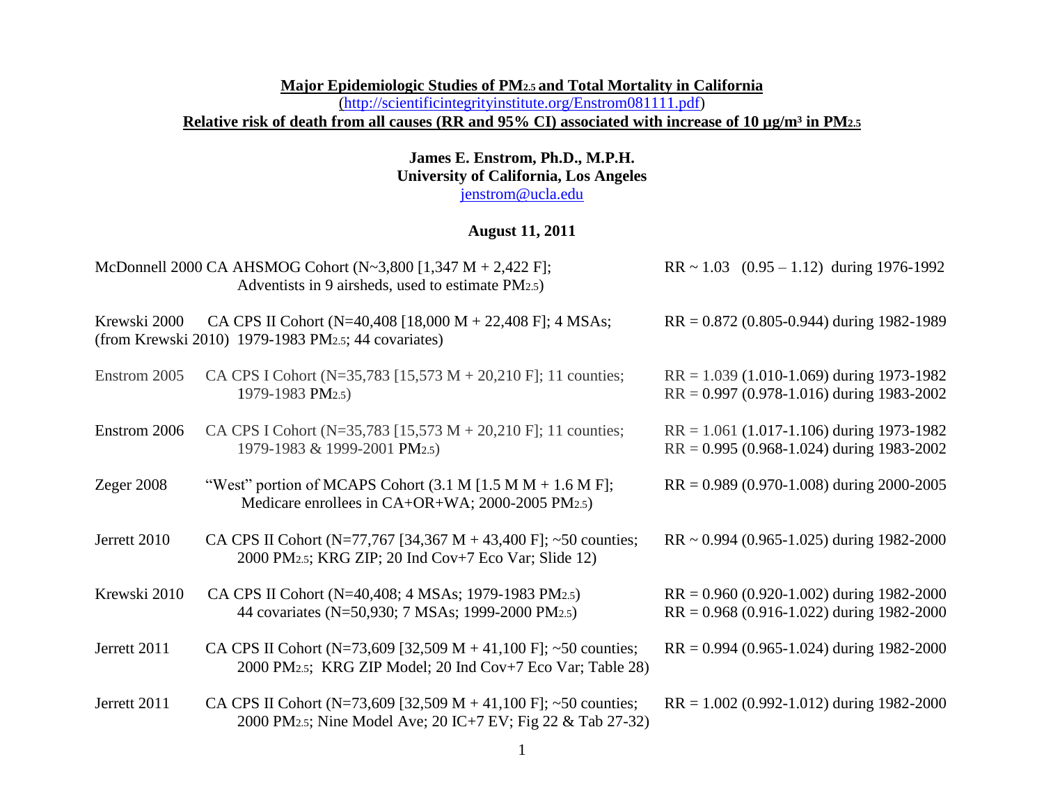**Major Epidemiologic Studies of $PM_{2.5}$ and Total Mortality in California**

(http://scientificintegrityinstitute.org/Enstrom081111.pdf)

**Relative risk of death from all causes (RR and 95% CI) associated with increase of 10 μg/m³ in $PM_{2.5}$**

**James E. Enstrom, Ph.D., M.P.H.**
**University of California, Los Angeles**
jenstrom@ucla.edu

**August 11, 2011**

| Study | Cohort | RR (95% CI) |
|---|---|---|
| McDonnell 2000 | CA AHSMOG Cohort (N~3,800 [1,347 M + 2,422 F]; Adventists in 9 airsheds, used to estimate $PM_{2.5}$) | RR ~ 1.03 (0.95 – 1.12) during 1976-1992 |
| Krewski 2000 (from Krewski 2010) | CA CPS II Cohort (N=40,408 [18,000 M + 22,408 F]; 4 MSAs; 1979-1983 $PM_{2.5}$; 44 covariates) | RR = 0.872 (0.805-0.944) during 1982-1989 |
| Enstrom 2005 | CA CPS I Cohort (N=35,783 [15,573 M + 20,210 F]; 11 counties; 1979-1983 $PM_{2.5}$) | RR = 1.039 (1.010-1.069) during 1973-1982<br>RR = 0.997 (0.978-1.016) during 1983-2002 |
| Enstrom 2006 | CA CPS I Cohort (N=35,783 [15,573 M + 20,210 F]; 11 counties; 1979-1983 & 1999-2001 $PM_{2.5}$) | RR = 1.061 (1.017-1.106) during 1973-1982<br>RR = 0.995 (0.968-1.024) during 1983-2002 |
| Zeger 2008 | "West" portion of MCAPS Cohort (3.1 M [1.5 M M + 1.6 M F]; Medicare enrollees in CA+OR+WA; 2000-2005 $PM_{2.5}$) | RR = 0.989 (0.970-1.008) during 2000-2005 |
| Jerrett 2010 | CA CPS II Cohort (N=77,767 [34,367 M + 43,400 F]; ~50 counties; 2000 $PM_{2.5}$; KRG ZIP; 20 Ind Cov+7 Eco Var; Slide 12) | RR ~ 0.994 (0.965-1.025) during 1982-2000 |
| Krewski 2010 | CA CPS II Cohort (N=40,408; 4 MSAs; 1979-1983 $PM_{2.5}$)<br>44 covariates (N=50,930; 7 MSAs; 1999-2000 $PM_{2.5}$) | RR = 0.960 (0.920-1.002) during 1982-2000<br>RR = 0.968 (0.916-1.022) during 1982-2000 |
| Jerrett 2011 | CA CPS II Cohort (N=73,609 [32,509 M + 41,100 F]; ~50 counties; 2000 $PM_{2.5}$; KRG ZIP Model; 20 Ind Cov+7 Eco Var; Table 28) | RR = 0.994 (0.965-1.024) during 1982-2000 |
| Jerrett 2011 | CA CPS II Cohort (N=73,609 [32,509 M + 41,100 F]; ~50 counties; 2000 $PM_{2.5}$; Nine Model Ave; 20 IC+7 EV; Fig 22 & Tab 27-32) | RR = 1.002 (0.992-1.012) during 1982-2000 |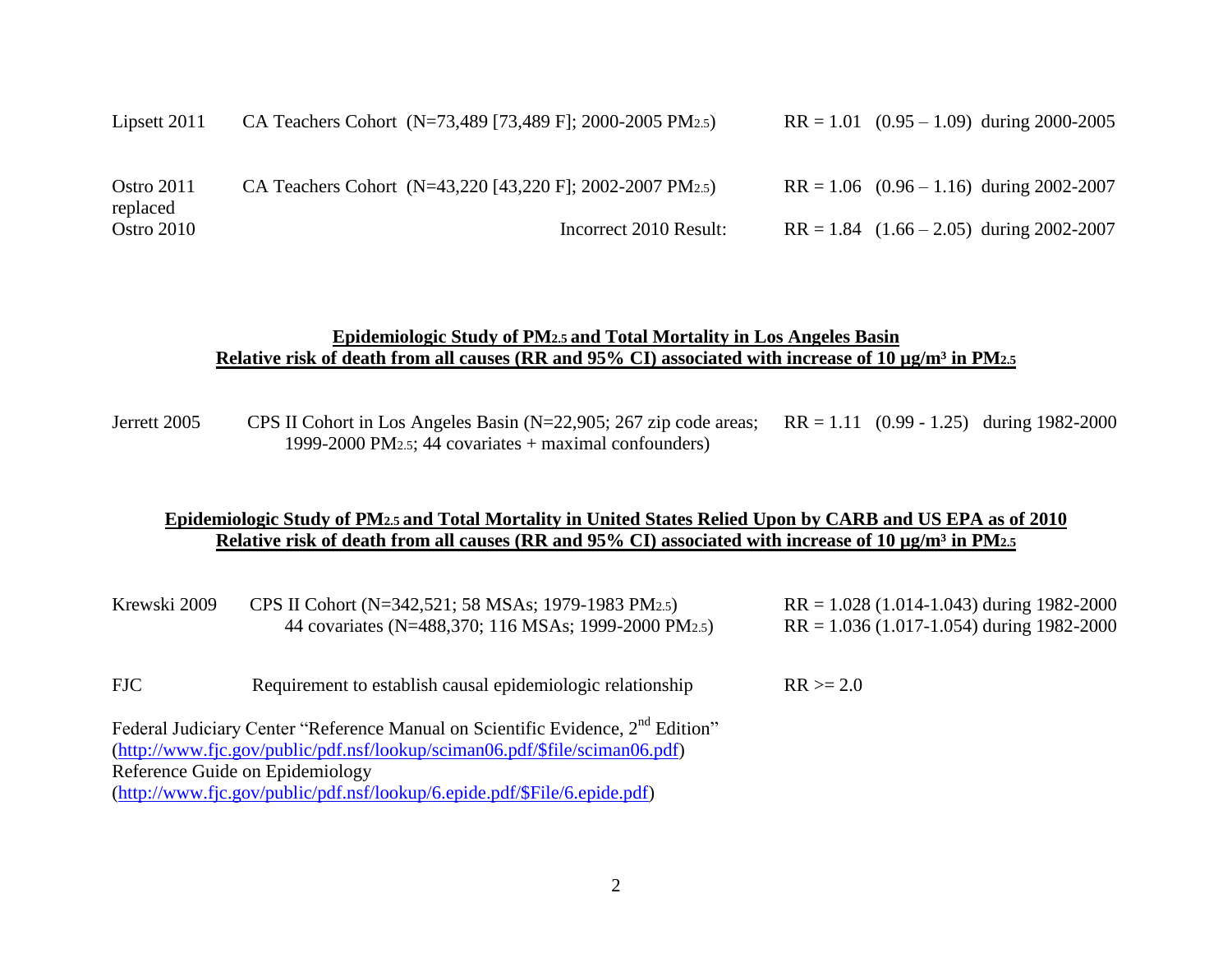| | | |
|---|---|---|
| Lipsett 2011 | CA Teachers Cohort (N=73,489 [73,489 F]; 2000-2005 $PM_{2.5}$) | RR = 1.01 (0.95 – 1.09) during 2000-2005 |
| Ostro 2011 replaced | CA Teachers Cohort (N=43,220 [43,220 F]; 2002-2007 $PM_{2.5}$) | RR = 1.06 (0.96 – 1.16) during 2002-2007 |
| Ostro 2010 | Incorrect 2010 Result: | RR = 1.84 (1.66 – 2.05) during 2002-2007 |

**Epidemiologic Study of $PM_{2.5}$ and Total Mortality in Los Angeles Basin**
**Relative risk of death from all causes (RR and 95% CI) associated with increase of 10 µg/m³ in $PM_{2.5}$**

| | | |
|---|---|---|
| Jerrett 2005 | CPS II Cohort in Los Angeles Basin (N=22,905; 267 zip code areas; 1999-2000 $PM_{2.5}$; 44 covariates + maximal confounders) | RR = 1.11 (0.99 - 1.25) during 1982-2000 |

**Epidemiologic Study of $PM_{2.5}$ and Total Mortality in United States Relied Upon by CARB and US EPA as of 2010**
**Relative risk of death from all causes (RR and 95% CI) associated with increase of 10 µg/m³ in $PM_{2.5}$**

| | | |
|---|---|---|
| Krewski 2009 | CPS II Cohort (N=342,521; 58 MSAs; 1979-1983 $PM_{2.5}$) | RR = 1.028 (1.014-1.043) during 1982-2000 |
| | 44 covariates (N=488,370; 116 MSAs; 1999-2000 $PM_{2.5}$) | RR = 1.036 (1.017-1.054) during 1982-2000 |
| FJC | Requirement to establish causal epidemiologic relationship | RR >= 2.0 |

Federal Judiciary Center "Reference Manual on Scientific Evidence, 2nd Edition"
(http://www.fjc.gov/public/pdf.nsf/lookup/sciman06.pdf/$file/sciman06.pdf)
Reference Guide on Epidemiology
(http://www.fjc.gov/public/pdf.nsf/lookup/6.epide.pdf/$File/6.epide.pdf)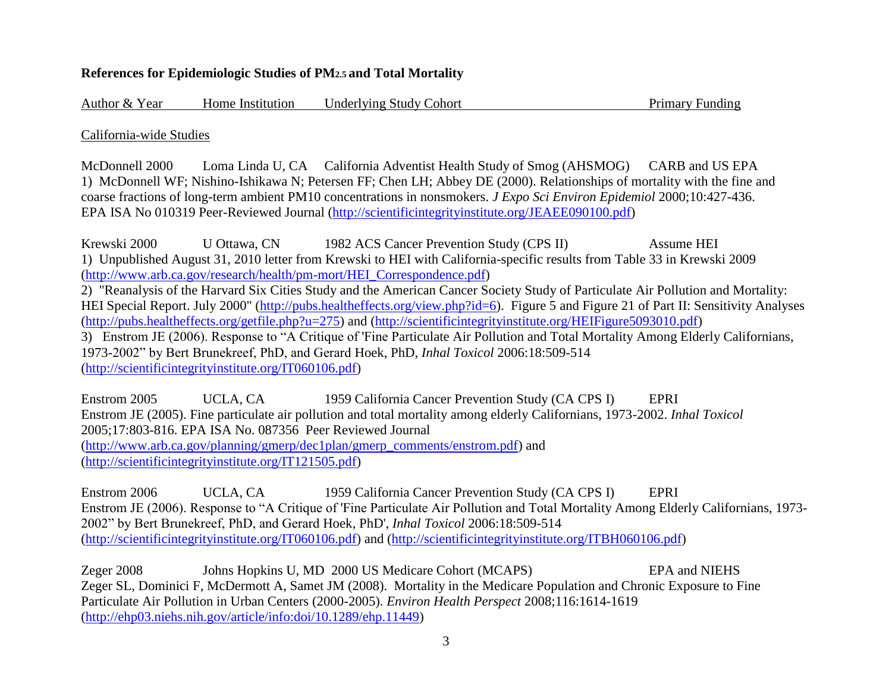**References for Epidemiologic Studies of $PM_{2.5}$ and Total Mortality**

| Author & Year | Home Institution | Underlying Study Cohort | Primary Funding |
|---|---|---|---|

California-wide Studies

McDonnell 2000 Loma Linda U, CA California Adventist Health Study of Smog (AHSMOG) CARB and US EPA
1) McDonnell WF; Nishino-Ishikawa N; Petersen FF; Chen LH; Abbey DE (2000). Relationships of mortality with the fine and coarse fractions of long-term ambient PM10 concentrations in nonsmokers. *J Expo Sci Environ Epidemiol* 2000;10:427-436. EPA ISA No 010319 Peer-Reviewed Journal (http://scientificintegrityinstitute.org/JEAEE090100.pdf)

Krewski 2000 U Ottawa, CN 1982 ACS Cancer Prevention Study (CPS II) Assume HEI
1) Unpublished August 31, 2010 letter from Krewski to HEI with California-specific results from Table 33 in Krewski 2009 (http://www.arb.ca.gov/research/health/pm-mort/HEI_Correspondence.pdf)
2) "Reanalysis of the Harvard Six Cities Study and the American Cancer Society Study of Particulate Air Pollution and Mortality: HEI Special Report. July 2000" (http://pubs.healtheffects.org/view.php?id=6). Figure 5 and Figure 21 of Part II: Sensitivity Analyses (http://pubs.healtheffects.org/getfile.php?u=275) and (http://scientificintegrityinstitute.org/HEIFigure5093010.pdf)
3) Enstrom JE (2006). Response to "A Critique of 'Fine Particulate Air Pollution and Total Mortality Among Elderly Californians, 1973-2002" by Bert Brunekreef, PhD, and Gerard Hoek, PhD, *Inhal Toxicol* 2006:18:509-514 (http://scientificintegrityinstitute.org/IT060106.pdf)

Enstrom 2005 UCLA, CA 1959 California Cancer Prevention Study (CA CPS I) EPRI
Enstrom JE (2005). Fine particulate air pollution and total mortality among elderly Californians, 1973-2002. *Inhal Toxicol* 2005;17:803-816. EPA ISA No. 087356 Peer Reviewed Journal (http://www.arb.ca.gov/planning/gmerp/dec1plan/gmerp_comments/enstrom.pdf) and (http://scientificintegrityinstitute.org/IT121505.pdf)

Enstrom 2006 UCLA, CA 1959 California Cancer Prevention Study (CA CPS I) EPRI
Enstrom JE (2006). Response to "A Critique of 'Fine Particulate Air Pollution and Total Mortality Among Elderly Californians, 1973-2002" by Bert Brunekreef, PhD, and Gerard Hoek, PhD', *Inhal Toxicol* 2006:18:509-514 (http://scientificintegrityinstitute.org/IT060106.pdf) and (http://scientificintegrityinstitute.org/ITBH060106.pdf)

Zeger 2008 Johns Hopkins U, MD 2000 US Medicare Cohort (MCAPS) EPA and NIEHS
Zeger SL, Dominici F, McDermott A, Samet JM (2008). Mortality in the Medicare Population and Chronic Exposure to Fine Particulate Air Pollution in Urban Centers (2000-2005). *Environ Health Perspect* 2008;116:1614-1619 (http://ehp03.niehs.nih.gov/article/info:doi/10.1289/ehp.11449)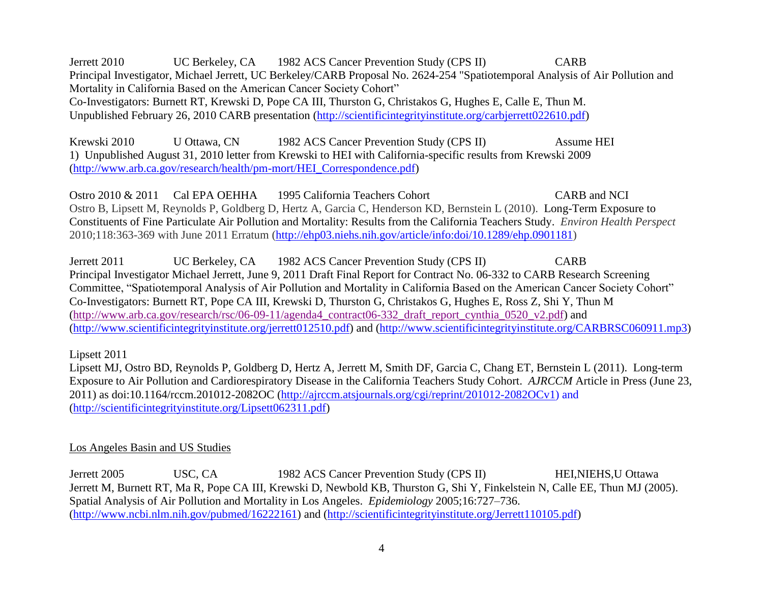Jerrett 2010 UC Berkeley, CA 1982 ACS Cancer Prevention Study (CPS II) CARB
Principal Investigator, Michael Jerrett, UC Berkeley/CARB Proposal No. 2624-254 "Spatiotemporal Analysis of Air Pollution and Mortality in California Based on the American Cancer Society Cohort"
Co-Investigators: Burnett RT, Krewski D, Pope CA III, Thurston G, Christakos G, Hughes E, Calle E, Thun M.
Unpublished February 26, 2010 CARB presentation (http://scientificintegrityinstitute.org/carbjerrett022610.pdf)

Krewski 2010 U Ottawa, CN 1982 ACS Cancer Prevention Study (CPS II) Assume HEI
1) Unpublished August 31, 2010 letter from Krewski to HEI with California-specific results from Krewski 2009 (http://www.arb.ca.gov/research/health/pm-mort/HEI_Correspondence.pdf)

Ostro 2010 & 2011 Cal EPA OEHHA 1995 California Teachers Cohort CARB and NCI
Ostro B, Lipsett M, Reynolds P, Goldberg D, Hertz A, Garcia C, Henderson KD, Bernstein L (2010). Long-Term Exposure to Constituents of Fine Particulate Air Pollution and Mortality: Results from the California Teachers Study. *Environ Health Perspect* 2010;118:363-369 with June 2011 Erratum (http://ehp03.niehs.nih.gov/article/info:doi/10.1289/ehp.0901181)

Jerrett 2011 UC Berkeley, CA 1982 ACS Cancer Prevention Study (CPS II) CARB
Principal Investigator Michael Jerrett, June 9, 2011 Draft Final Report for Contract No. 06-332 to CARB Research Screening Committee, "Spatiotemporal Analysis of Air Pollution and Mortality in California Based on the American Cancer Society Cohort"
Co-Investigators: Burnett RT, Pope CA III, Krewski D, Thurston G, Christakos G, Hughes E, Ross Z, Shi Y, Thun M
(http://www.arb.ca.gov/research/rsc/06-09-11/agenda4_contract06-332_draft_report_cynthia_0520_v2.pdf) and (http://www.scientificintegrityinstitute.org/jerrett012510.pdf) and (http://www.scientificintegrityinstitute.org/CARBRSC060911.mp3)

Lipsett 2011
Lipsett MJ, Ostro BD, Reynolds P, Goldberg D, Hertz A, Jerrett M, Smith DF, Garcia C, Chang ET, Bernstein L (2011). Long-term Exposure to Air Pollution and Cardiorespiratory Disease in the California Teachers Study Cohort. *AJRCCM* Article in Press (June 23, 2011) as doi:10.1164/rccm.201012-2082OC (http://ajrccm.atsjournals.org/cgi/reprint/201012-2082OCv1) and (http://scientificintegrityinstitute.org/Lipsett062311.pdf)

Los Angeles Basin and US Studies

Jerrett 2005 USC, CA 1982 ACS Cancer Prevention Study (CPS II) HEI,NIEHS,U Ottawa
Jerrett M, Burnett RT, Ma R, Pope CA III, Krewski D, Newbold KB, Thurston G, Shi Y, Finkelstein N, Calle EE, Thun MJ (2005). Spatial Analysis of Air Pollution and Mortality in Los Angeles. *Epidemiology* 2005;16:727–736.
(http://www.ncbi.nlm.nih.gov/pubmed/16222161) and (http://scientificintegrityinstitute.org/Jerrett110105.pdf)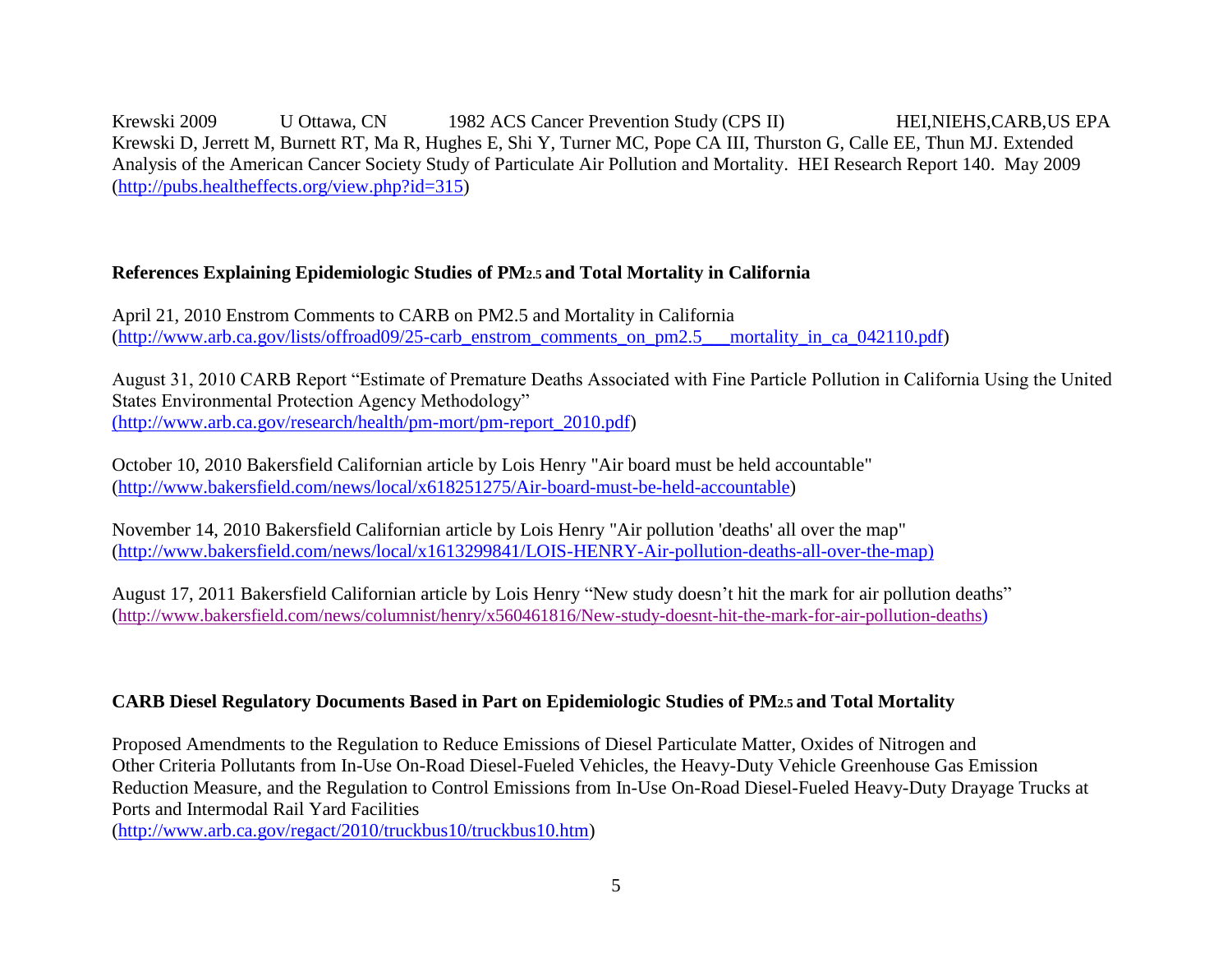Krewski 2009 U Ottawa, CN 1982 ACS Cancer Prevention Study (CPS II) HEI,NIEHS,CARB,US EPA
Krewski D, Jerrett M, Burnett RT, Ma R, Hughes E, Shi Y, Turner MC, Pope CA III, Thurston G, Calle EE, Thun MJ. Extended Analysis of the American Cancer Society Study of Particulate Air Pollution and Mortality. HEI Research Report 140. May 2009 (http://pubs.healtheffects.org/view.php?id=315)

**References Explaining Epidemiologic Studies of $PM_{2.5}$ and Total Mortality in California**

April 21, 2010 Enstrom Comments to CARB on PM2.5 and Mortality in California (http://www.arb.ca.gov/lists/offroad09/25-carb_enstrom_comments_on_pm2.5___mortality_in_ca_042110.pdf)

August 31, 2010 CARB Report "Estimate of Premature Deaths Associated with Fine Particle Pollution in California Using the United States Environmental Protection Agency Methodology" (http://www.arb.ca.gov/research/health/pm-mort/pm-report_2010.pdf)

October 10, 2010 Bakersfield Californian article by Lois Henry "Air board must be held accountable" (http://www.bakersfield.com/news/local/x618251275/Air-board-must-be-held-accountable)

November 14, 2010 Bakersfield Californian article by Lois Henry "Air pollution 'deaths' all over the map" (http://www.bakersfield.com/news/local/x1613299841/LOIS-HENRY-Air-pollution-deaths-all-over-the-map)

August 17, 2011 Bakersfield Californian article by Lois Henry "New study doesn't hit the mark for air pollution deaths" (http://www.bakersfield.com/news/columnist/henry/x560461816/New-study-doesnt-hit-the-mark-for-air-pollution-deaths)

**CARB Diesel Regulatory Documents Based in Part on Epidemiologic Studies of $PM_{2.5}$ and Total Mortality**

Proposed Amendments to the Regulation to Reduce Emissions of Diesel Particulate Matter, Oxides of Nitrogen and Other Criteria Pollutants from In-Use On-Road Diesel-Fueled Vehicles, the Heavy-Duty Vehicle Greenhouse Gas Emission Reduction Measure, and the Regulation to Control Emissions from In-Use On-Road Diesel-Fueled Heavy-Duty Drayage Trucks at Ports and Intermodal Rail Yard Facilities
(http://www.arb.ca.gov/regact/2010/truckbus10/truckbus10.htm)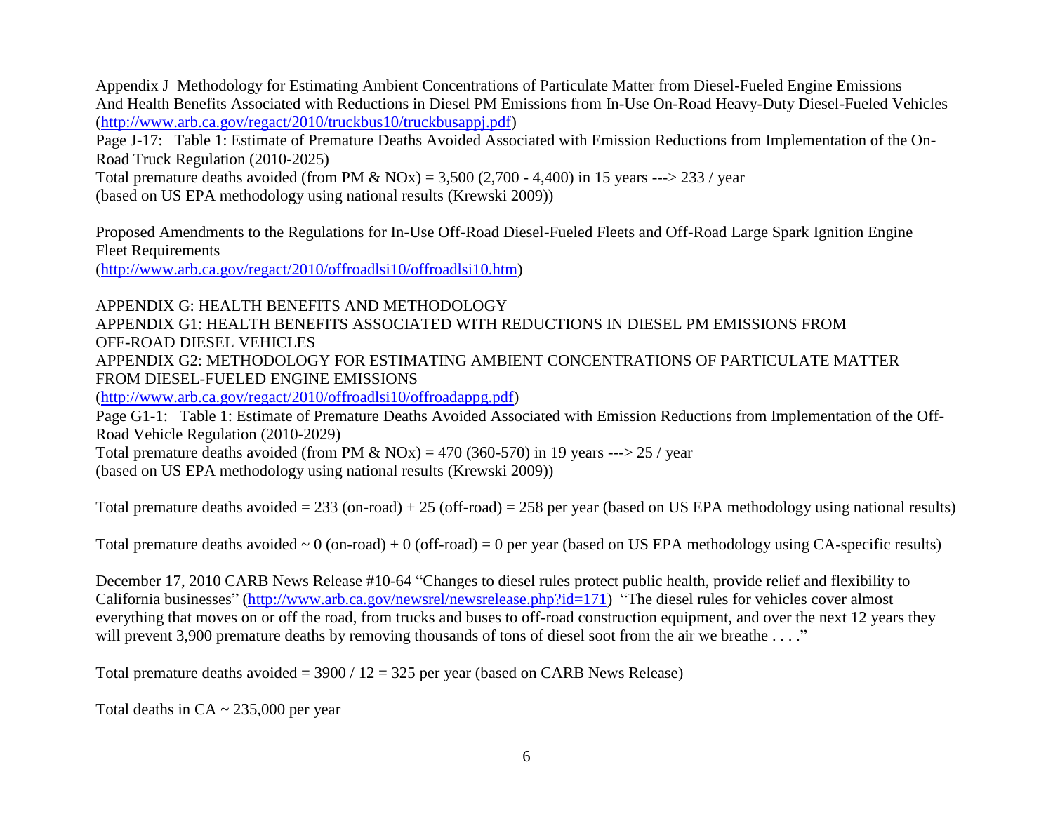Appendix J Methodology for Estimating Ambient Concentrations of Particulate Matter from Diesel-Fueled Engine Emissions And Health Benefits Associated with Reductions in Diesel PM Emissions from In-Use On-Road Heavy-Duty Diesel-Fueled Vehicles (http://www.arb.ca.gov/regact/2010/truckbus10/truckbusappj.pdf)
Page J-17: Table 1: Estimate of Premature Deaths Avoided Associated with Emission Reductions from Implementation of the On-Road Truck Regulation (2010-2025)
Total premature deaths avoided (from PM & NOx) = 3,500 (2,700 - 4,400) in 15 years ---> 233 / year
(based on US EPA methodology using national results (Krewski 2009))

Proposed Amendments to the Regulations for In-Use Off-Road Diesel-Fueled Fleets and Off-Road Large Spark Ignition Engine Fleet Requirements
(http://www.arb.ca.gov/regact/2010/offroadlsi10/offroadlsi10.htm)

APPENDIX G: HEALTH BENEFITS AND METHODOLOGY
APPENDIX G1: HEALTH BENEFITS ASSOCIATED WITH REDUCTIONS IN DIESEL PM EMISSIONS FROM OFF-ROAD DIESEL VEHICLES
APPENDIX G2: METHODOLOGY FOR ESTIMATING AMBIENT CONCENTRATIONS OF PARTICULATE MATTER FROM DIESEL-FUELED ENGINE EMISSIONS
(http://www.arb.ca.gov/regact/2010/offroadlsi10/offroadappg.pdf)
Page G1-1: Table 1: Estimate of Premature Deaths Avoided Associated with Emission Reductions from Implementation of the Off-Road Vehicle Regulation (2010-2029)
Total premature deaths avoided (from PM & NOx) = 470 (360-570) in 19 years ---> 25 / year
(based on US EPA methodology using national results (Krewski 2009))

Total premature deaths avoided = 233 (on-road) + 25 (off-road) = 258 per year (based on US EPA methodology using national results)

Total premature deaths avoided ~ 0 (on-road) + 0 (off-road) = 0 per year (based on US EPA methodology using CA-specific results)

December 17, 2010 CARB News Release #10-64 "Changes to diesel rules protect public health, provide relief and flexibility to California businesses" (http://www.arb.ca.gov/newsrel/newsrelease.php?id=171) "The diesel rules for vehicles cover almost everything that moves on or off the road, from trucks and buses to off-road construction equipment, and over the next 12 years they will prevent 3,900 premature deaths by removing thousands of tons of diesel soot from the air we breathe . . . ."

Total premature deaths avoided = 3900 / 12 = 325 per year (based on CARB News Release)

Total deaths in CA ~ 235,000 per year